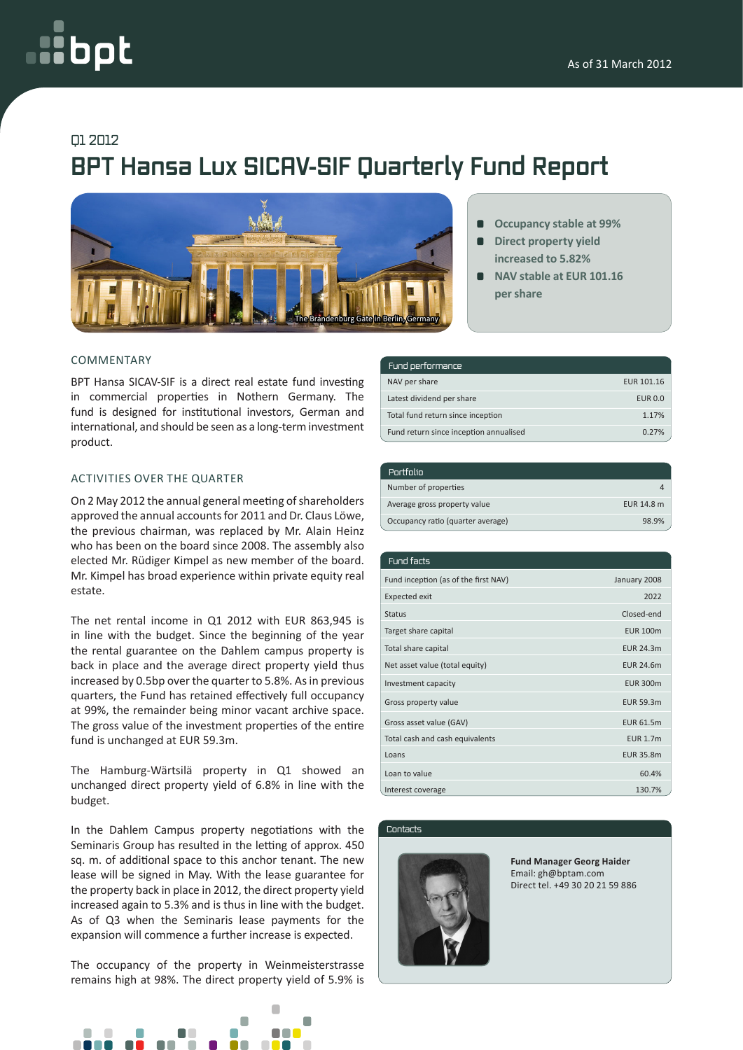As of 31 March 2012

Q1 2012

# BPT Hansa Lux SICAV-SIF Quarterly Fund Report

The Brandenburg Gate in Berlin, Germany

- **Occupancy stable at 99%**
- **Direct property yield increased to 5.82%**
- **NAV stable at EUR 101.16 per share**

## COMMENTARY

BPT Hansa SICAV-SIF is a direct real estate fund investing in commercial properties in Nothern Germany. The fund is designed for institutional investors, German and international, and should be seen as a long-term investment product.

## ACTIVITIES OVER THE QUARTER

On 2 May 2012 the annual general meeting of shareholders approved the annual accounts for 2011 and Dr. Claus Löwe, the previous chairman, was replaced by Mr. Alain Heinz who has been on the board since 2008. The assembly also elected Mr. Rüdiger Kimpel as new member of the board. Mr. Kimpel has broad experience within private equity real estate.

The net rental income in Q1 2012 with EUR 863,945 is in line with the budget. Since the beginning of the year the rental guarantee on the Dahlem campus property is back in place and the average direct property yield thus increased by 0.5bp over the quarter to 5.8%. As in previous quarters, the Fund has retained effectively full occupancy at 99%, the remainder being minor vacant archive space. The gross value of the investment properties of the entire fund is unchanged at EUR 59.3m.

The Hamburg-Wärtsilä property in Q1 showed an unchanged direct property yield of 6.8% in line with the budget.

In the Dahlem Campus property negotiations with the Seminaris Group has resulted in the letting of approx. 450 sq. m. of additional space to this anchor tenant. The new lease will be signed in May. With the lease guarantee for the property back in place in 2012, the direct property yield increased again to 5.3% and is thus in line with the budget. As of Q3 when the Seminaris lease payments for the expansion will commence a further increase is expected.

The occupancy of the property in Weinmeisterstrasse remains high at 98%. The direct property yield of 5.9% is

| Fund performance | |
|---|---|
| NAV per share | EUR 101.16 |
| Latest dividend per share | EUR 0.0 |
| Total fund return since inception | 1.17% |
| Fund return since inception annualised | 0.27% |

| Portfolio | |
|---|---|
| Number of properties | 4 |
| Average gross property value | EUR 14.8 m |
| Occupancy ratio (quarter average) | 98.9% |

| Fund facts | |
|---|---|
| Fund inception (as of the first NAV) | January 2008 |
| Expected exit | 2022 |
| Status | Closed-end |
| Target share capital | EUR 100m |
| Total share capital | EUR 24.3m |
| Net asset value (total equity) | EUR 24.6m |
| Investment capacity | EUR 300m |
| Gross property value | EUR 59.3m |
| Gross asset value (GAV) | EUR 61.5m |
| Total cash and cash equivalents | EUR 1.7m |
| Loans | EUR 35.8m |
| Loan to value | 60.4% |
| Interest coverage | 130.7% |

### Contacts

**Fund Manager Georg Haider**
Email: gh@bptam.com
Direct tel. +49 30 20 21 59 886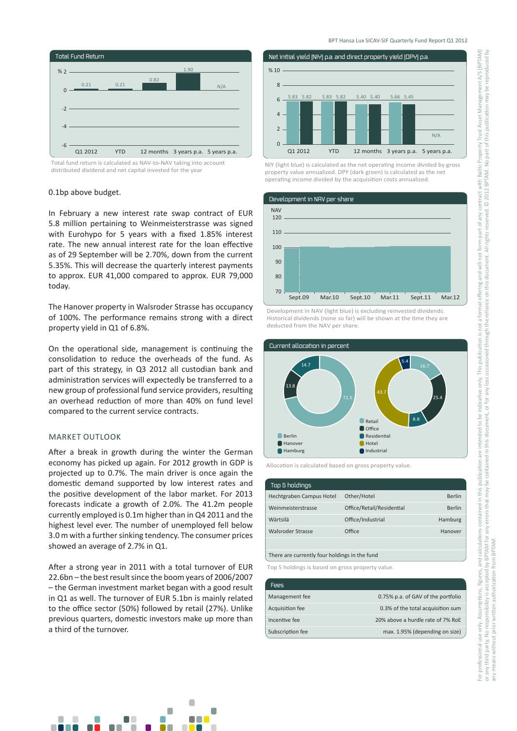## Total Fund Return

% 2
0
-2
-4
-6

0.21 0.21 0.82 1.90 N/A

Q1 2012 YTD 12 months 3 years p.a. 5 years p.a.

Total fund return is calculated as NAV-to-NAV taking into account distributed dividend and net capital invested for the year

0.1bp above budget.

In February a new interest rate swap contract of EUR 5.8 million pertaining to Weinmeisterstrasse was signed with Eurohypo for 5 years with a fixed 1.85% interest rate. The new annual interest rate for the loan effective as of 29 September will be 2.70%, down from the current 5.35%. This will decrease the quarterly interest payments to approx. EUR 41,000 compared to approx. EUR 79,000 today.

The Hanover property in Walsroder Strasse has occupancy of 100%. The performance remains strong with a direct property yield in Q1 of 6.8%.

On the operational side, management is continuing the consolidation to reduce the overheads of the fund. As part of this strategy, in Q3 2012 all custodian bank and administration services will expectedly be transferred to a new group of professional fund service providers, resulting an overhead reduction of more than 40% on fund level compared to the current service contracts.

## MARKET OUTLOOK

After a break in growth during the winter the German economy has picked up again. For 2012 growth in GDP is projected up to 0.7%. The main driver is once again the domestic demand supported by low interest rates and the positive development of the labor market. For 2013 forecasts indicate a growth of 2.0%. The 41.2m people currently employed is 0.1m higher than in Q4 2011 and the highest level ever. The number of unemployed fell below 3.0 m with a further sinking tendency. The consumer prices showed an average of 2.7% in Q1.

After a strong year in 2011 with a total turnover of EUR 22.6bn – the best result since the boom years of 2006/2007 – the German investment market began with a good result in Q1 as well. The turnover of EUR 5.1bn is mainly related to the office sector (50%) followed by retail (27%). Unlike previous quarters, domestic investors make up more than a third of the turnover.

## Net initial yield (NIY) p.a. and direct property yield (DPY) p.a.

% 10
8
6
4
2
0

5.83 5.82 5.83 5.82 5.40 5.40 5.66 5.45 N/A

Q1 2012 YTD 12 months 3 years p.a. 5 years p.a.

NIY (light blue) is calculated as the net operating income divided by gross property value annualized. DPY (dark green) is calculated as the net operating income divided by the acquisition costs annualized.

## Development in NAV per share

NAV
120
110
100
90
80
70

Sept.09 Mar.10 Sept.10 Mar.11 Sept.11 Mar.12

Development in NAV (light blue) is excluding reinvested dividends. Historical dividends (none so far) will be shown at the time they are deducted from the NAV per share.

## Current allocation in percent

14.7
13.8
71.5

Berlin
Hanover
Hamburg

5.4
16.7
43.7
25.4
8.8

Retail
Office
Residential
Hotel
Industrial

Allocation is calculated based on gross property value.

## Top 5 holdings

| | | |
|---|---|---|
| Hechtgraben Campus Hotel | Other/Hotel | Berlin |
| Weinmeisterstrasse | Office/Retail/Residential | Berlin |
| Wärtsilä | Office/Industrial | Hamburg |
| Walsroder Strasse | Office | Hanover |
| | | |
| There are currently four holdings in the fund | | |

Top 5 holdings is based on gross property value.

## Fees

| | |
|---|---|
| Management fee | 0.75% p.a. of GAV of the portfolio |
| Acquisition fee | 0.3% of the total acquisition sum |
| Incentive fee | 20% above a hurdle rate of 7% RoE |
| Subscription fee | max. 1.95% (depending on size) |

For professional use only. Assumptions, figures, and calculations contained in this publication are intended to be indicative only. This publication is not a formal offering and will not form part of any contract with Baltic Property Trust Asset Management A/S (BPTAM) or any third party. No responsibility is accepted by BPTAM for any errors that may be contained in this document, or for any loss occasioned through the reliance on this document. All rights reserved. © 2012 BPTAM. No part of this publication may be reproduced by any means without prior written authorization from BPTAM.